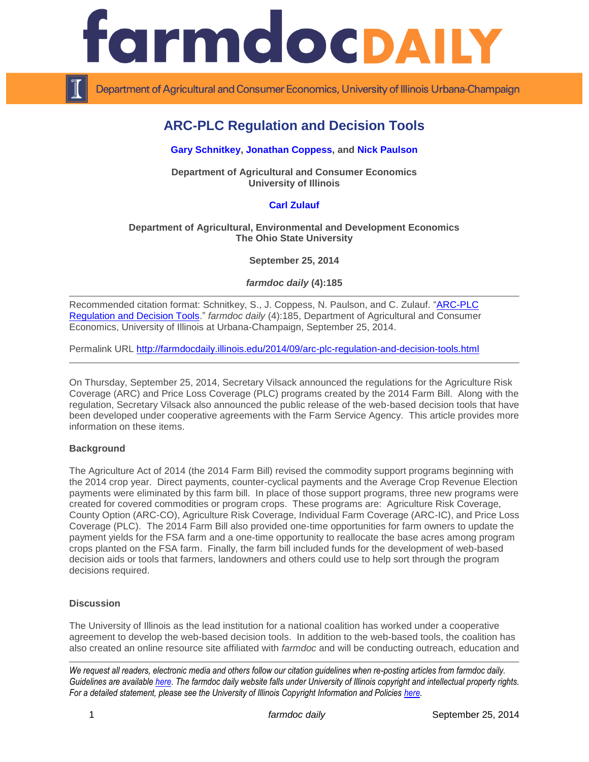# ARC-PLC Regulation and Decision Tools

**Gary Schnitkey, Jonathan Coppess, and Nick Paulson**

**Department of Agricultural and Consumer Economics**
**University of Illinois**

**Carl Zulauf**

**Department of Agricultural, Environmental and Development Economics**
**The Ohio State University**

**September 25, 2014**

***farmdoc daily* (4):185**

---

Recommended citation format: Schnitkey, S., J. Coppess, N. Paulson, and C. Zulauf. "ARC-PLC Regulation and Decision Tools." *farmdoc daily* (4):185, Department of Agricultural and Consumer Economics, University of Illinois at Urbana-Champaign, September 25, 2014.

Permalink URL http://farmdocdaily.illinois.edu/2014/09/arc-plc-regulation-and-decision-tools.html

---

On Thursday, September 25, 2014, Secretary Vilsack announced the regulations for the Agriculture Risk Coverage (ARC) and Price Loss Coverage (PLC) programs created by the 2014 Farm Bill. Along with the regulation, Secretary Vilsack also announced the public release of the web-based decision tools that have been developed under cooperative agreements with the Farm Service Agency. This article provides more information on these items.

**Background**

The Agriculture Act of 2014 (the 2014 Farm Bill) revised the commodity support programs beginning with the 2014 crop year. Direct payments, counter-cyclical payments and the Average Crop Revenue Election payments were eliminated by this farm bill. In place of those support programs, three new programs were created for covered commodities or program crops. These programs are: Agriculture Risk Coverage, County Option (ARC-CO), Agriculture Risk Coverage, Individual Farm Coverage (ARC-IC), and Price Loss Coverage (PLC). The 2014 Farm Bill also provided one-time opportunities for farm owners to update the payment yields for the FSA farm and a one-time opportunity to reallocate the base acres among program crops planted on the FSA farm. Finally, the farm bill included funds for the development of web-based decision aids or tools that farmers, landowners and others could use to help sort through the program decisions required.

**Discussion**

The University of Illinois as the lead institution for a national coalition has worked under a cooperative agreement to develop the web-based decision tools. In addition to the web-based tools, the coalition has also created an online resource site affiliated with *farmdoc* and will be conducting outreach, education and

---

*We request all readers, electronic media and others follow our citation guidelines when re-posting articles from farmdoc daily. Guidelines are available here. The farmdoc daily website falls under University of Illinois copyright and intellectual property rights. For a detailed statement, please see the University of Illinois Copyright Information and Policies here.*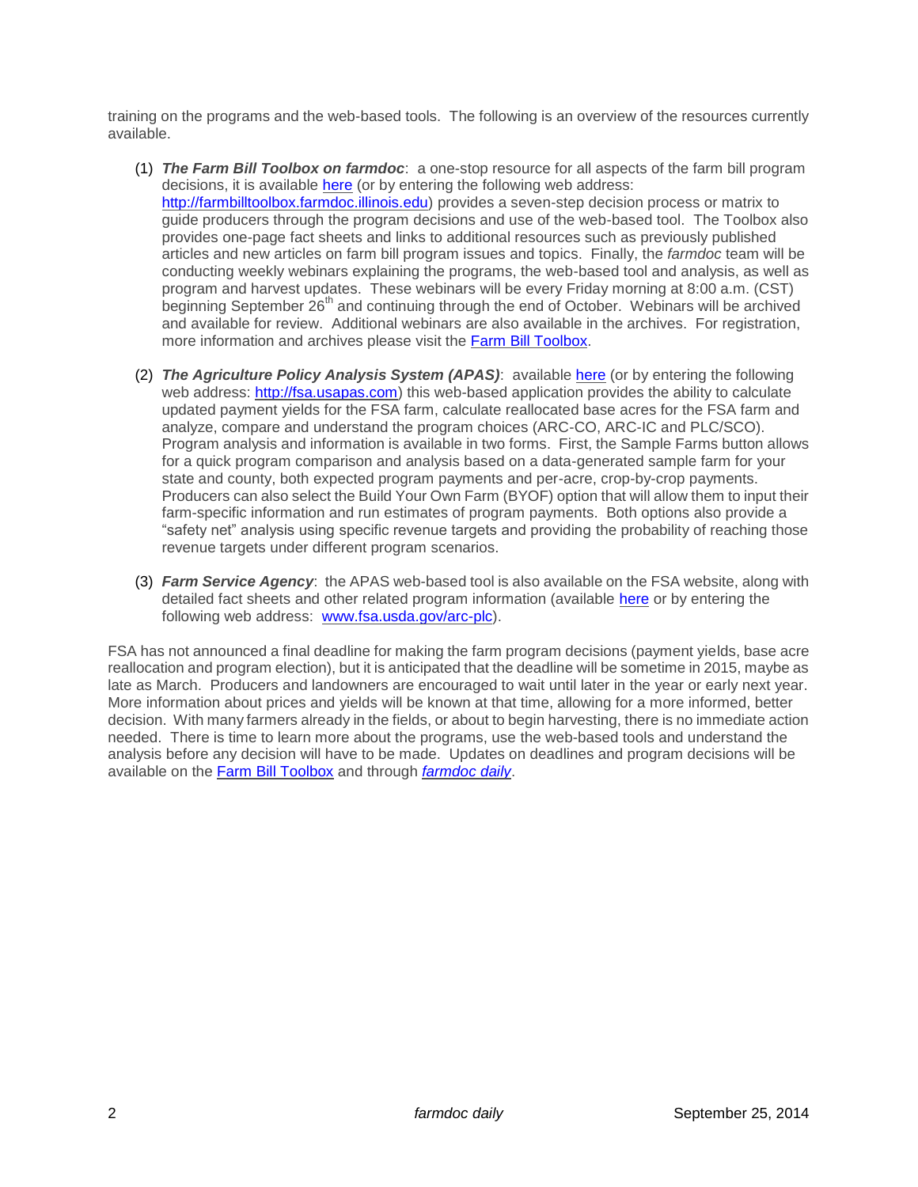training on the programs and the web-based tools. The following is an overview of the resources currently available.

(1) ***The Farm Bill Toolbox on farmdoc***: a one-stop resource for all aspects of the farm bill program decisions, it is available [here](http://farmbilltoolbox.farmdoc.illinois.edu) (or by entering the following web address: http://farmbilltoolbox.farmdoc.illinois.edu) provides a seven-step decision process or matrix to guide producers through the program decisions and use of the web-based tool. The Toolbox also provides one-page fact sheets and links to additional resources such as previously published articles and new articles on farm bill program issues and topics. Finally, the *farmdoc* team will be conducting weekly webinars explaining the programs, the web-based tool and analysis, as well as program and harvest updates. These webinars will be every Friday morning at 8:00 a.m. (CST) beginning September 26th and continuing through the end of October. Webinars will be archived and available for review. Additional webinars are also available in the archives. For registration, more information and archives please visit the Farm Bill Toolbox.

(2) ***The Agriculture Policy Analysis System (APAS)***: available [here](http://fsa.usapas.com) (or by entering the following web address: http://fsa.usapas.com) this web-based application provides the ability to calculate updated payment yields for the FSA farm, calculate reallocated base acres for the FSA farm and analyze, compare and understand the program choices (ARC-CO, ARC-IC and PLC/SCO). Program analysis and information is available in two forms. First, the Sample Farms button allows for a quick program comparison and analysis based on a data-generated sample farm for your state and county, both expected program payments and per-acre, crop-by-crop payments. Producers can also select the Build Your Own Farm (BYOF) option that will allow them to input their farm-specific information and run estimates of program payments. Both options also provide a "safety net" analysis using specific revenue targets and providing the probability of reaching those revenue targets under different program scenarios.

(3) ***Farm Service Agency***: the APAS web-based tool is also available on the FSA website, along with detailed fact sheets and other related program information (available [here](http://www.fsa.usda.gov/arc-plc) or by entering the following web address: www.fsa.usda.gov/arc-plc).

FSA has not announced a final deadline for making the farm program decisions (payment yields, base acre reallocation and program election), but it is anticipated that the deadline will be sometime in 2015, maybe as late as March. Producers and landowners are encouraged to wait until later in the year or early next year. More information about prices and yields will be known at that time, allowing for a more informed, better decision. With many farmers already in the fields, or about to begin harvesting, there is no immediate action needed. There is time to learn more about the programs, use the web-based tools and understand the analysis before any decision will have to be made. Updates on deadlines and program decisions will be available on the Farm Bill Toolbox and through *farmdoc daily*.